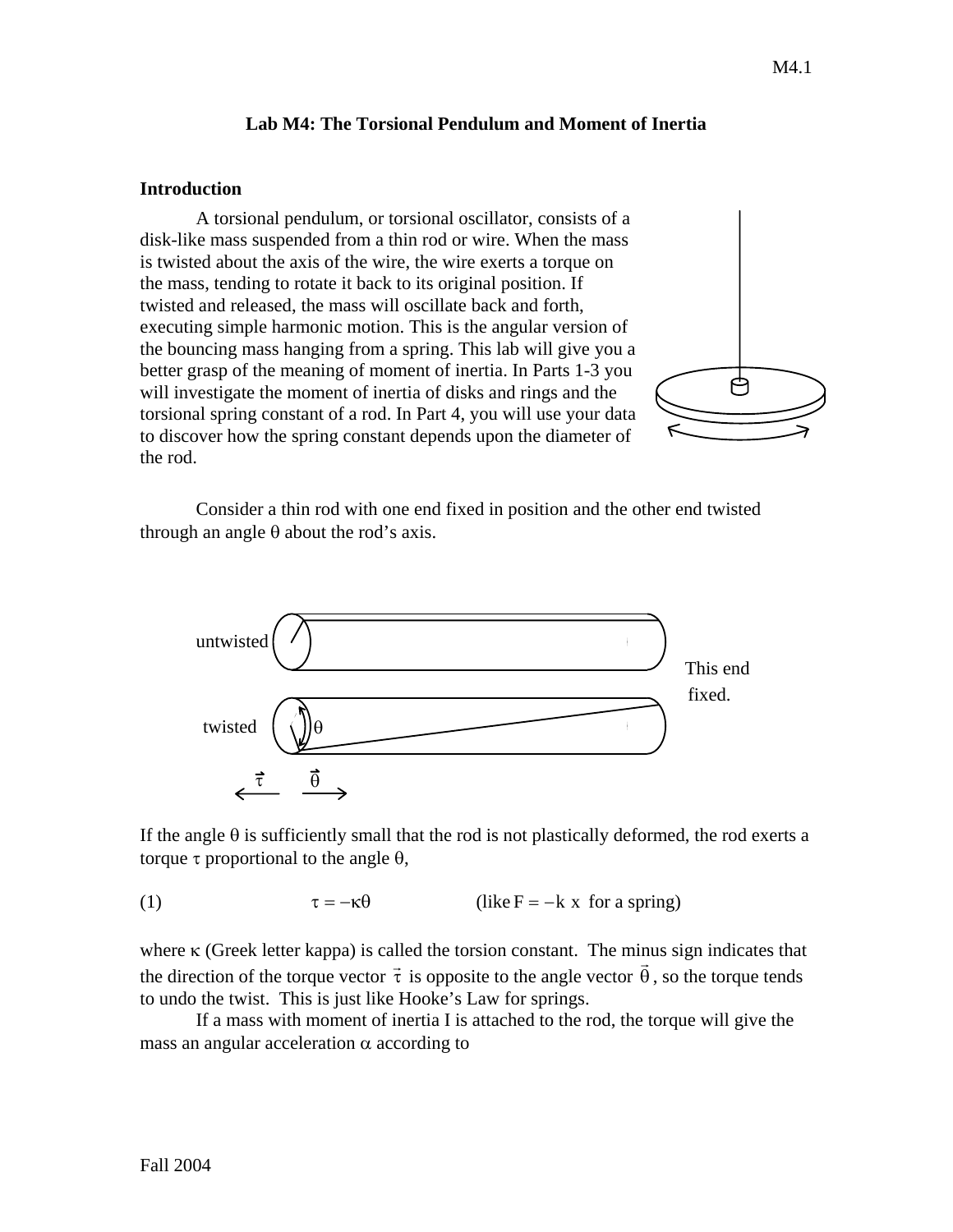# Lab M4: The Torsional Pendulum and Moment of Inertia

## Introduction

A torsional pendulum, or torsional oscillator, consists of a disk-like mass suspended from a thin rod or wire. When the mass is twisted about the axis of the wire, the wire exerts a torque on the mass, tending to rotate it back to its original position. If twisted and released, the mass will oscillate back and forth, executing simple harmonic motion. This is the angular version of the bouncing mass hanging from a spring. This lab will give you a better grasp of the meaning of moment of inertia. In Parts 1-3 you will investigate the moment of inertia of disks and rings and the torsional spring constant of a rod. In Part 4, you will use your data to discover how the spring constant depends upon the diameter of the rod.

Consider a thin rod with one end fixed in position and the other end twisted through an angle θ about the rod's axis.

untwisted

twisted θ

This end fixed.

$\vec{\tau}$ $\vec{\theta}$

If the angle θ is sufficiently small that the rod is not plastically deformed, the rod exerts a torque τ proportional to the angle θ,

(1) $$\tau = -\kappa\theta \qquad \text{(like } F = -k\,x \text{ for a spring)}$$

where κ (Greek letter kappa) is called the torsion constant. The minus sign indicates that the direction of the torque vector $\vec{\tau}$ is opposite to the angle vector $\vec{\theta}$, so the torque tends to undo the twist. This is just like Hooke's Law for springs.

If a mass with moment of inertia I is attached to the rod, the torque will give the mass an angular acceleration α according to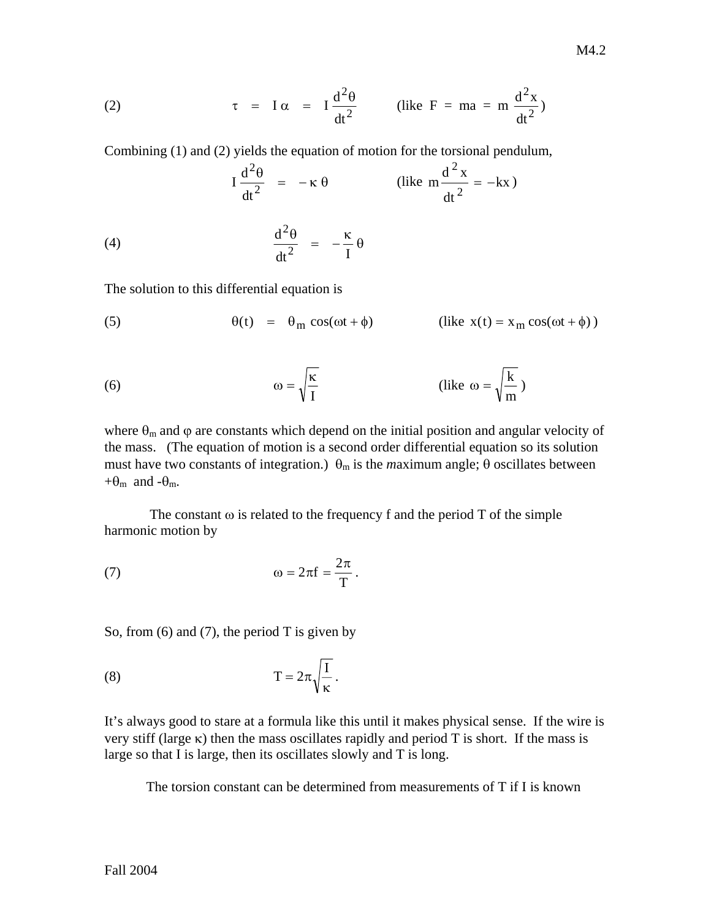$$\tau = I\alpha = I\frac{d^2\theta}{dt^2} \qquad \text{(like } F = ma = m\frac{d^2x}{dt^2}\text{)} \tag{2}$$

Combining (1) and (2) yields the equation of motion for the torsional pendulum,

$$I\frac{d^2\theta}{dt^2} = -\kappa\,\theta \qquad \text{(like } m\frac{d^2x}{dt^2} = -kx\text{)}$$

$$\frac{d^2\theta}{dt^2} = -\frac{\kappa}{I}\,\theta \tag{4}$$

The solution to this differential equation is

$$\theta(t) = \theta_m \cos(\omega t + \phi) \qquad \text{(like } x(t) = x_m \cos(\omega t + \phi)\text{)} \tag{5}$$

$$\omega = \sqrt{\frac{\kappa}{I}} \qquad \text{(like } \omega = \sqrt{\frac{k}{m}}\text{)} \tag{6}$$

where $\theta_m$ and $\varphi$ are constants which depend on the initial position and angular velocity of the mass. (The equation of motion is a second order differential equation so its solution must have two constants of integration.) $\theta_m$ is the *m*aximum angle; $\theta$ oscillates between $+\theta_m$ and $-\theta_m$.

The constant $\omega$ is related to the frequency f and the period T of the simple harmonic motion by

$$\omega = 2\pi f = \frac{2\pi}{T}\,. \tag{7}$$

So, from (6) and (7), the period T is given by

$$T = 2\pi\sqrt{\frac{I}{\kappa}}\,. \tag{8}$$

It's always good to stare at a formula like this until it makes physical sense. If the wire is very stiff (large $\kappa$) then the mass oscillates rapidly and period T is short. If the mass is large so that I is large, then its oscillates slowly and T is long.

The torsion constant can be determined from measurements of T if I is known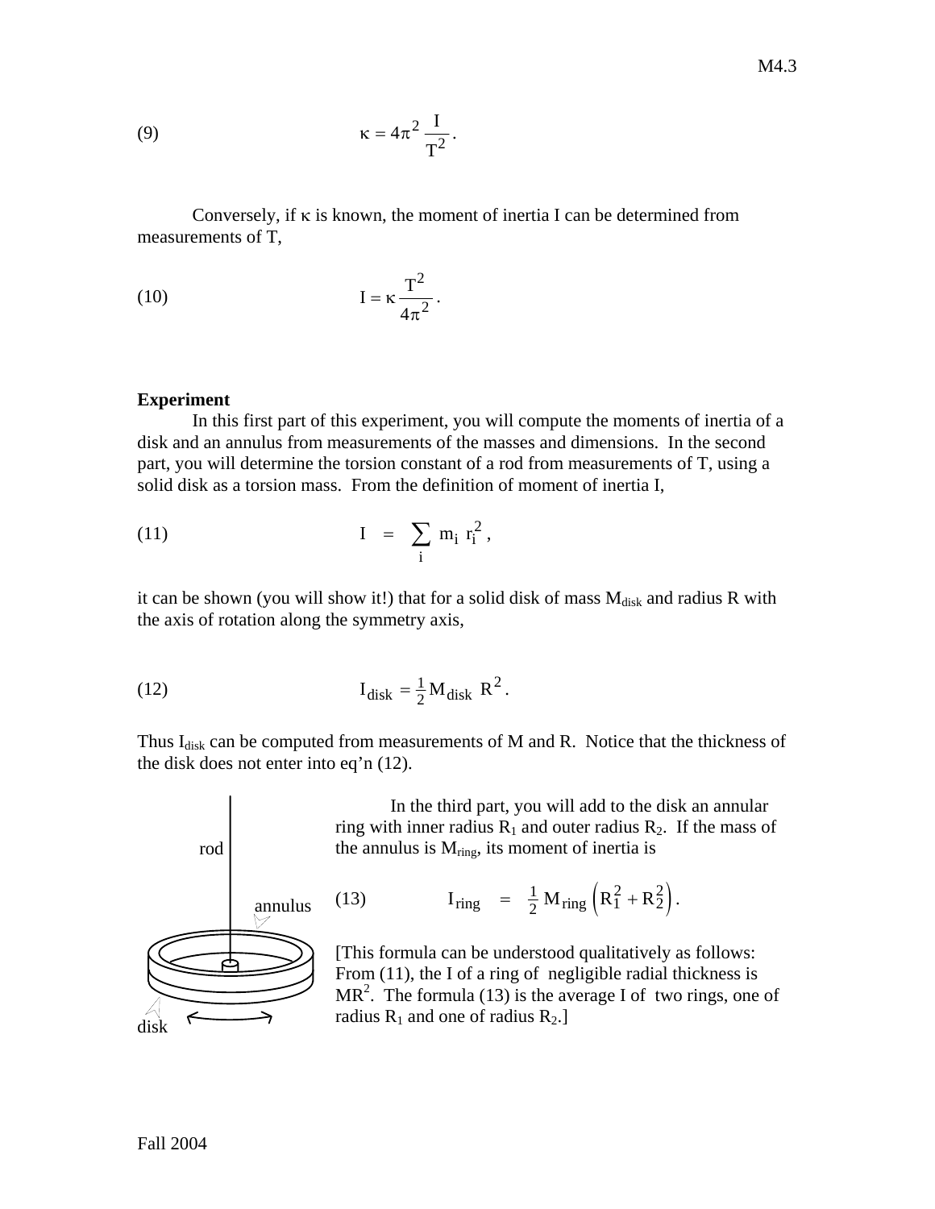$$\kappa = 4\pi^2 \frac{I}{T^2}. \tag{9}$$

Conversely, if $\kappa$ is known, the moment of inertia I can be determined from measurements of T,

$$I = \kappa \frac{T^2}{4\pi^2}. \tag{10}$$

**Experiment**

In this first part of this experiment, you will compute the moments of inertia of a disk and an annulus from measurements of the masses and dimensions. In the second part, you will determine the torsion constant of a rod from measurements of T, using a solid disk as a torsion mass. From the definition of moment of inertia I,

$$I = \sum_i m_i r_i^2, \tag{11}$$

it can be shown (you will show it!) that for a solid disk of mass $M_{disk}$ and radius R with the axis of rotation along the symmetry axis,

$$I_{disk} = \tfrac{1}{2} M_{disk} R^2. \tag{12}$$

Thus $I_{disk}$ can be computed from measurements of M and R. Notice that the thickness of the disk does not enter into eq'n (12).

In the third part, you will add to the disk an annular ring with inner radius $R_1$ and outer radius $R_2$. If the mass of the annulus is $M_{ring}$, its moment of inertia is

$$I_{ring} = \tfrac{1}{2} M_{ring} \left(R_1^2 + R_2^2\right). \tag{13}$$

[This formula can be understood qualitatively as follows: From (11), the I of a ring of negligible radial thickness is $MR^2$. The formula (13) is the average I of two rings, one of radius $R_1$ and one of radius $R_2$.]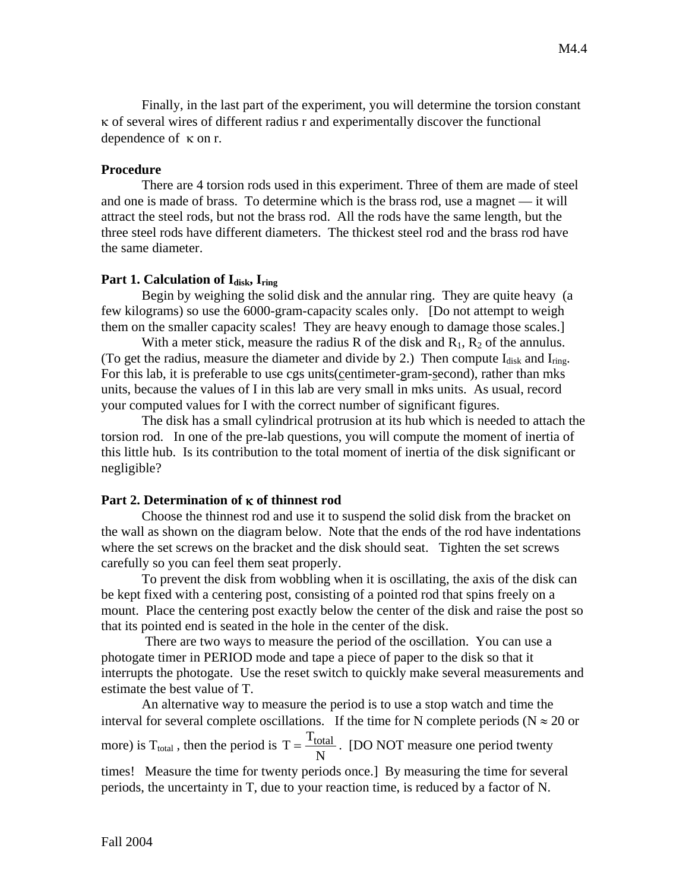Finally, in the last part of the experiment, you will determine the torsion constant $\kappa$ of several wires of different radius r and experimentally discover the functional dependence of $\kappa$ on r.

## Procedure

There are 4 torsion rods used in this experiment. Three of them are made of steel and one is made of brass. To determine which is the brass rod, use a magnet — it will attract the steel rods, but not the brass rod. All the rods have the same length, but the three steel rods have different diameters. The thickest steel rod and the brass rod have the same diameter.

### Part 1. Calculation of $I_{disk}$, $I_{ring}$

Begin by weighing the solid disk and the annular ring. They are quite heavy (a few kilograms) so use the 6000-gram-capacity scales only. [Do not attempt to weigh them on the smaller capacity scales! They are heavy enough to damage those scales.]

With a meter stick, measure the radius R of the disk and $R_1$, $R_2$ of the annulus. (To get the radius, measure the diameter and divide by 2.) Then compute $I_{disk}$ and $I_{ring}$. For this lab, it is preferable to use cgs units(centimeter-gram-second), rather than mks units, because the values of I in this lab are very small in mks units. As usual, record your computed values for I with the correct number of significant figures.

The disk has a small cylindrical protrusion at its hub which is needed to attach the torsion rod. In one of the pre-lab questions, you will compute the moment of inertia of this little hub. Is its contribution to the total moment of inertia of the disk significant or negligible?

### Part 2. Determination of $\kappa$ of thinnest rod

Choose the thinnest rod and use it to suspend the solid disk from the bracket on the wall as shown on the diagram below. Note that the ends of the rod have indentations where the set screws on the bracket and the disk should seat. Tighten the set screws carefully so you can feel them seat properly.

To prevent the disk from wobbling when it is oscillating, the axis of the disk can be kept fixed with a centering post, consisting of a pointed rod that spins freely on a mount. Place the centering post exactly below the center of the disk and raise the post so that its pointed end is seated in the hole in the center of the disk.

There are two ways to measure the period of the oscillation. You can use a photogate timer in PERIOD mode and tape a piece of paper to the disk so that it interrupts the photogate. Use the reset switch to quickly make several measurements and estimate the best value of T.

An alternative way to measure the period is to use a stop watch and time the interval for several complete oscillations. If the time for N complete periods ($N \approx 20$ or more) is $T_{total}$, then the period is $T = \frac{T_{total}}{N}$. [DO NOT measure one period twenty times! Measure the time for twenty periods once.] By measuring the time for several periods, the uncertainty in T, due to your reaction time, is reduced by a factor of N.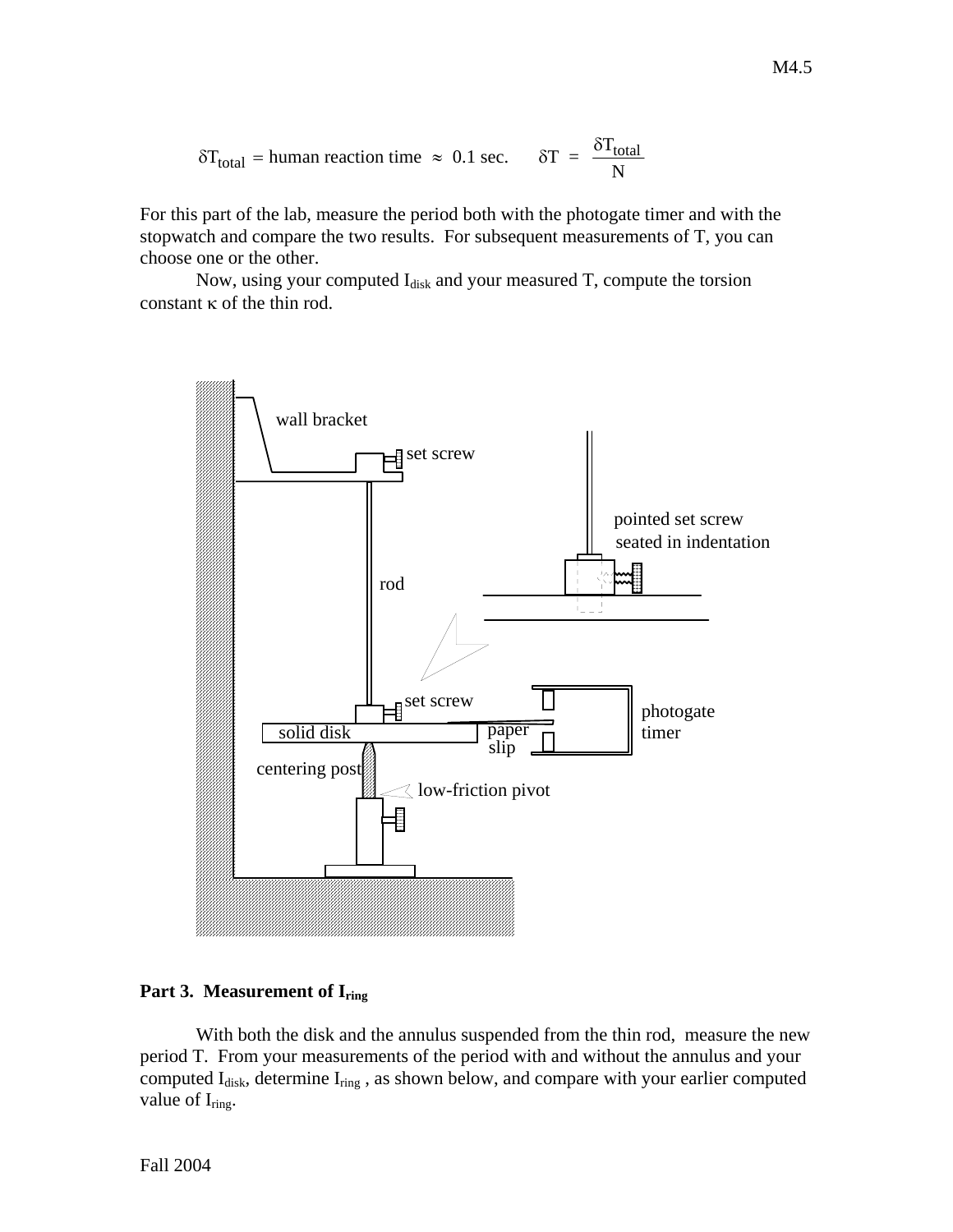$$\delta T_{total} = \text{human reaction time} \approx 0.1 \text{ sec.} \qquad \delta T = \frac{\delta T_{total}}{N}$$

For this part of the lab, measure the period both with the photogate timer and with the stopwatch and compare the two results. For subsequent measurements of T, you can choose one or the other.

Now, using your computed $I_{disk}$ and your measured T, compute the torsion constant $\kappa$ of the thin rod.

wall bracket

set screw

rod

pointed set screw seated in indentation

set screw

solid disk

paper slip

photogate timer

centering post

low-friction pivot

**Part 3. Measurement of $I_{ring}$**

With both the disk and the annulus suspended from the thin rod, measure the new period T. From your measurements of the period with and without the annulus and your computed $I_{disk}$, determine $I_{ring}$ , as shown below, and compare with your earlier computed value of $I_{ring}$.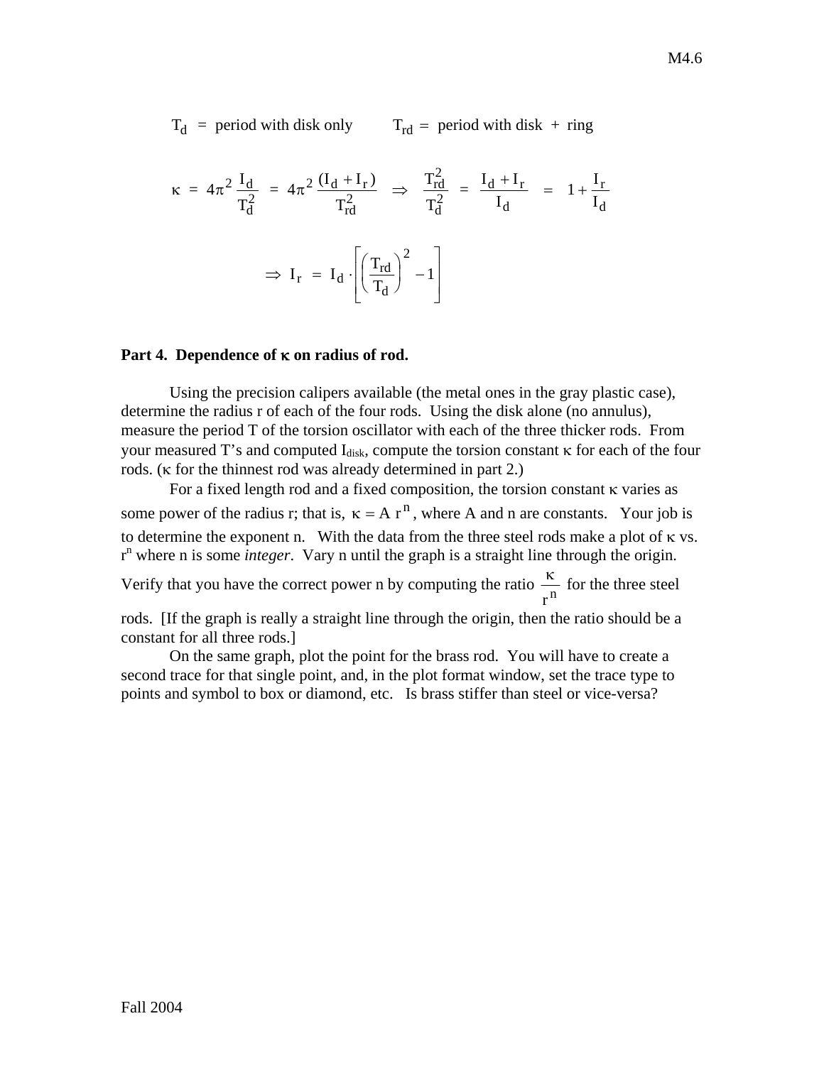$T_d$ = period with disk only $\qquad$ $T_{rd}$ = period with disk + ring

$$\kappa = 4\pi^2 \frac{I_d}{T_d^2} = 4\pi^2 \frac{(I_d + I_r)}{T_{rd}^2} \Rightarrow \frac{T_{rd}^2}{T_d^2} = \frac{I_d + I_r}{I_d} = 1 + \frac{I_r}{I_d}$$

$$\Rightarrow I_r = I_d \cdot \left[ \left( \frac{T_{rd}}{T_d} \right)^2 - 1 \right]$$

**Part 4. Dependence of κ on radius of rod.**

Using the precision calipers available (the metal ones in the gray plastic case), determine the radius r of each of the four rods. Using the disk alone (no annulus), measure the period T of the torsion oscillator with each of the three thicker rods. From your measured T's and computed $I_{disk}$, compute the torsion constant κ for each of the four rods. (κ for the thinnest rod was already determined in part 2.)

For a fixed length rod and a fixed composition, the torsion constant κ varies as some power of the radius r; that is, $\kappa = A\, r^n$, where A and n are constants. Your job is to determine the exponent n. With the data from the three steel rods make a plot of κ vs. $r^n$ where n is some *integer*. Vary n until the graph is a straight line through the origin. Verify that you have the correct power n by computing the ratio $\frac{\kappa}{r^n}$ for the three steel rods. [If the graph is really a straight line through the origin, then the ratio should be a constant for all three rods.]

On the same graph, plot the point for the brass rod. You will have to create a second trace for that single point, and, in the plot format window, set the trace type to points and symbol to box or diamond, etc. Is brass stiffer than steel or vice-versa?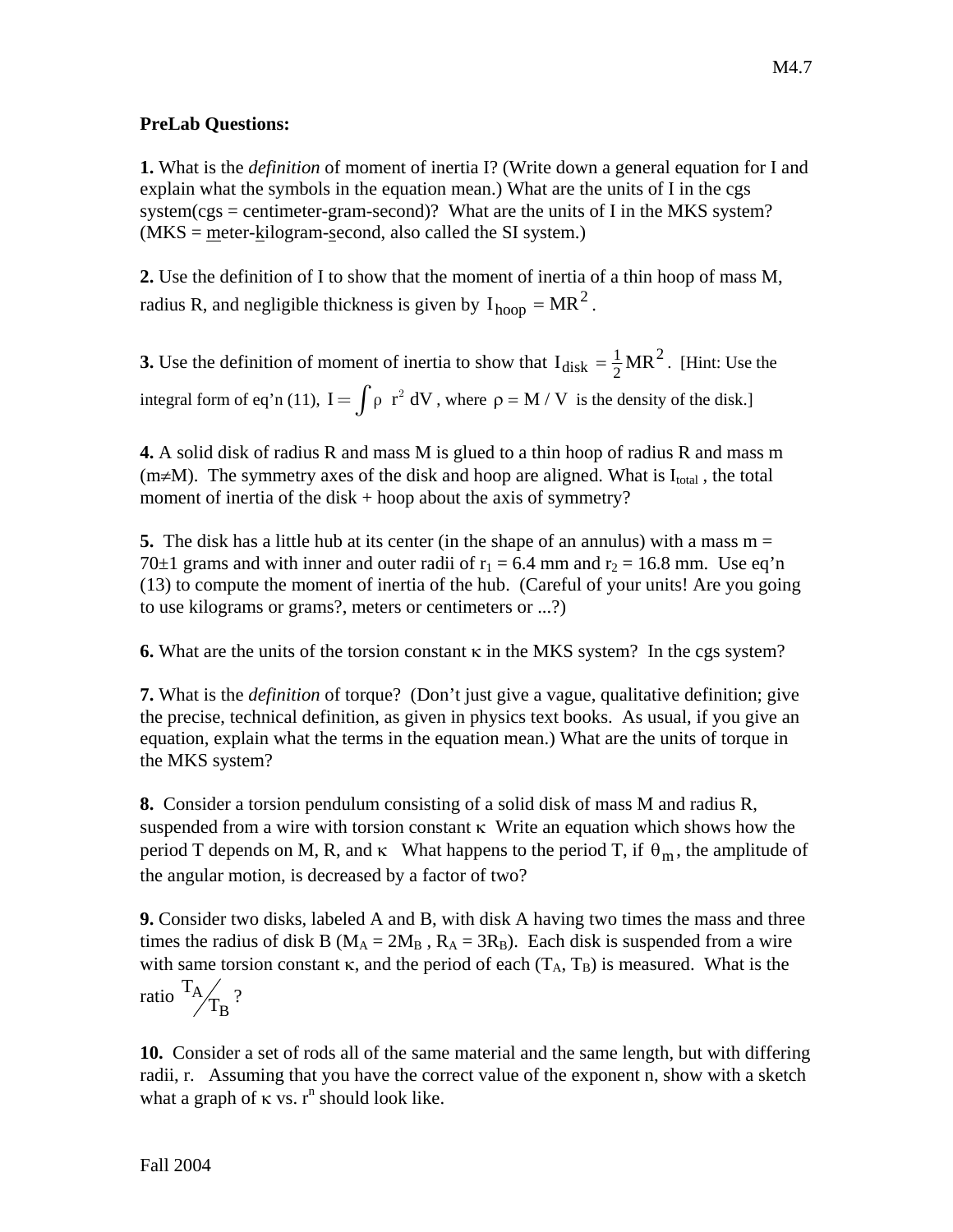**PreLab Questions:**

**1.** What is the *definition* of moment of inertia I? (Write down a general equation for I and explain what the symbols in the equation mean.) What are the units of I in the cgs system(cgs = centimeter-gram-second)? What are the units of I in the MKS system? (MKS = meter-kilogram-second, also called the SI system.)

**2.** Use the definition of I to show that the moment of inertia of a thin hoop of mass M, radius R, and negligible thickness is given by $I_{hoop} = MR^2$.

**3.** Use the definition of moment of inertia to show that $I_{disk} = \frac{1}{2}MR^2$. [Hint: Use the integral form of eq'n (11), $I = \int \rho \ r^2 \, dV$, where $\rho = M / V$ is the density of the disk.]

**4.** A solid disk of radius R and mass M is glued to a thin hoop of radius R and mass m ($m \neq M$). The symmetry axes of the disk and hoop are aligned. What is $I_{total}$, the total moment of inertia of the disk + hoop about the axis of symmetry?

**5.** The disk has a little hub at its center (in the shape of an annulus) with a mass m = 70±1 grams and with inner and outer radii of $r_1$ = 6.4 mm and $r_2$ = 16.8 mm. Use eq'n (13) to compute the moment of inertia of the hub. (Careful of your units! Are you going to use kilograms or grams?, meters or centimeters or ...?)

**6.** What are the units of the torsion constant $\kappa$ in the MKS system? In the cgs system?

**7.** What is the *definition* of torque? (Don't just give a vague, qualitative definition; give the precise, technical definition, as given in physics text books. As usual, if you give an equation, explain what the terms in the equation mean.) What are the units of torque in the MKS system?

**8.** Consider a torsion pendulum consisting of a solid disk of mass M and radius R, suspended from a wire with torsion constant $\kappa$ Write an equation which shows how the period T depends on M, R, and $\kappa$ What happens to the period T, if $\theta_m$, the amplitude of the angular motion, is decreased by a factor of two?

**9.** Consider two disks, labeled A and B, with disk A having two times the mass and three times the radius of disk B ($M_A = 2M_B$ , $R_A = 3R_B$). Each disk is suspended from a wire with same torsion constant $\kappa$, and the period of each ($T_A$, $T_B$) is measured. What is the ratio $T_A / T_B$ ?

**10.** Consider a set of rods all of the same material and the same length, but with differing radii, r. Assuming that you have the correct value of the exponent n, show with a sketch what a graph of $\kappa$ vs. $r^n$ should look like.

Fall 2004